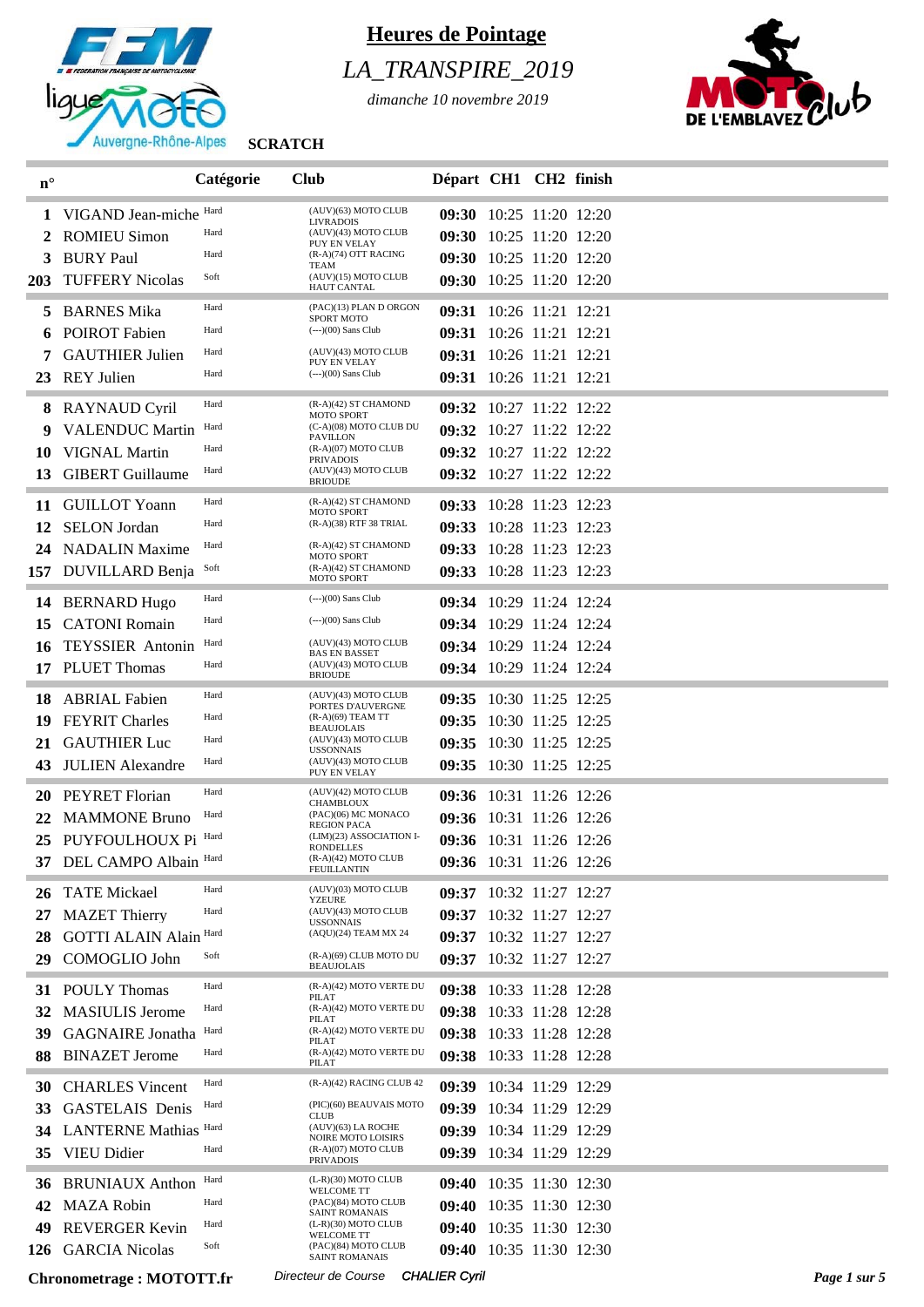# Heures de Pointage

## *LA_TRANSPIRE_2019*

*dimanche 10 novembre 2019*

**SCRATCH**

| n° | | Catégorie | Club | Départ | CH1 | CH2 | finish |
|---|---|---|---|---|---|---|---|
| 1 | VIGAND Jean-miche | Hard | (AUV)(63) MOTO CLUB LIVRADOIS | 09:30 | 10:25 | 11:20 | 12:20 |
| 2 | ROMIEU Simon | Hard | (AUV)(43) MOTO CLUB PUY EN VELAY | 09:30 | 10:25 | 11:20 | 12:20 |
| 3 | BURY Paul | Hard | (R-A)(74) OTT RACING TEAM | 09:30 | 10:25 | 11:20 | 12:20 |
| 203 | TUFFERY Nicolas | Soft | (AUV)(15) MOTO CLUB HAUT CANTAL | 09:30 | 10:25 | 11:20 | 12:20 |
| 5 | BARNES Mika | Hard | (PAC)(13) PLAN D ORGON SPORT MOTO | 09:31 | 10:26 | 11:21 | 12:21 |
| 6 | POIROT Fabien | Hard | (---)(00) Sans Club | 09:31 | 10:26 | 11:21 | 12:21 |
| 7 | GAUTHIER Julien | Hard | (AUV)(43) MOTO CLUB PUY EN VELAY | 09:31 | 10:26 | 11:21 | 12:21 |
| 23 | REY Julien | Hard | (---)(00) Sans Club | 09:31 | 10:26 | 11:21 | 12:21 |
| 8 | RAYNAUD Cyril | Hard | (R-A)(42) ST CHAMOND MOTO SPORT | 09:32 | 10:27 | 11:22 | 12:22 |
| 9 | VALENDUC Martin | Hard | (C-A)(08) MOTO CLUB DU PAVILLON | 09:32 | 10:27 | 11:22 | 12:22 |
| 10 | VIGNAL Martin | Hard | (R-A)(07) MOTO CLUB PRIVADOIS | 09:32 | 10:27 | 11:22 | 12:22 |
| 13 | GIBERT Guillaume | Hard | (AUV)(43) MOTO CLUB BRIOUDE | 09:32 | 10:27 | 11:22 | 12:22 |
| 11 | GUILLOT Yoann | Hard | (R-A)(42) ST CHAMOND MOTO SPORT | 09:33 | 10:28 | 11:23 | 12:23 |
| 12 | SELON Jordan | Hard | (R-A)(38) RTF 38 TRIAL | 09:33 | 10:28 | 11:23 | 12:23 |
| 24 | NADALIN Maxime | Hard | (R-A)(42) ST CHAMOND MOTO SPORT | 09:33 | 10:28 | 11:23 | 12:23 |
| 157 | DUVILLARD Benja | Soft | (R-A)(42) ST CHAMOND MOTO SPORT | 09:33 | 10:28 | 11:23 | 12:23 |
| 14 | BERNARD Hugo | Hard | (---)(00) Sans Club | 09:34 | 10:29 | 11:24 | 12:24 |
| 15 | CATONI Romain | Hard | (---)(00) Sans Club | 09:34 | 10:29 | 11:24 | 12:24 |
| 16 | TEYSSIER Antonin | Hard | (AUV)(43) MOTO CLUB BAS EN BASSET | 09:34 | 10:29 | 11:24 | 12:24 |
| 17 | PLUET Thomas | Hard | (AUV)(43) MOTO CLUB BRIOUDE | 09:34 | 10:29 | 11:24 | 12:24 |
| 18 | ABRIAL Fabien | Hard | (AUV)(43) MOTO CLUB PORTES D'AUVERGNE | 09:35 | 10:30 | 11:25 | 12:25 |
| 19 | FEYRIT Charles | Hard | (R-A)(69) TEAM TT BEAUJOLAIS | 09:35 | 10:30 | 11:25 | 12:25 |
| 21 | GAUTHIER Luc | Hard | (AUV)(43) MOTO CLUB USSONNAIS | 09:35 | 10:30 | 11:25 | 12:25 |
| 43 | JULIEN Alexandre | Hard | (AUV)(43) MOTO CLUB PUY EN VELAY | 09:35 | 10:30 | 11:25 | 12:25 |
| 20 | PEYRET Florian | Hard | (AUV)(42) MOTO CLUB CHAMBLOUX | 09:36 | 10:31 | 11:26 | 12:26 |
| 22 | MAMMONE Bruno | Hard | (PAC)(06) MC MONACO REGION PACA | 09:36 | 10:31 | 11:26 | 12:26 |
| 25 | PUYFOULHOUX Pi | Hard | (LIM)(23) ASSOCIATION I-RONDELLES | 09:36 | 10:31 | 11:26 | 12:26 |
| 37 | DEL CAMPO Albain | Hard | (R-A)(42) MOTO CLUB FEUILLANTIN | 09:36 | 10:31 | 11:26 | 12:26 |
| 26 | TATE Mickael | Hard | (AUV)(03) MOTO CLUB YZEURE | 09:37 | 10:32 | 11:27 | 12:27 |
| 27 | MAZET Thierry | Hard | (AUV)(43) MOTO CLUB USSONNAIS | 09:37 | 10:32 | 11:27 | 12:27 |
| 28 | GOTTI ALAIN Alain | Hard | (AQU)(24) TEAM MX 24 | 09:37 | 10:32 | 11:27 | 12:27 |
| 29 | COMOGLIO John | Soft | (R-A)(69) CLUB MOTO DU BEAUJOLAIS | 09:37 | 10:32 | 11:27 | 12:27 |
| 31 | POULY Thomas | Hard | (R-A)(42) MOTO VERTE DU PILAT | 09:38 | 10:33 | 11:28 | 12:28 |
| 32 | MASIULIS Jerome | Hard | (R-A)(42) MOTO VERTE DU PILAT | 09:38 | 10:33 | 11:28 | 12:28 |
| 39 | GAGNAIRE Jonatha | Hard | (R-A)(42) MOTO VERTE DU PILAT | 09:38 | 10:33 | 11:28 | 12:28 |
| 88 | BINAZET Jerome | Hard | (R-A)(42) MOTO VERTE DU PILAT | 09:38 | 10:33 | 11:28 | 12:28 |
| 30 | CHARLES Vincent | Hard | (R-A)(42) RACING CLUB 42 | 09:39 | 10:34 | 11:29 | 12:29 |
| 33 | GASTELAIS Denis | Hard | (PIC)(60) BEAUVAIS MOTO CLUB | 09:39 | 10:34 | 11:29 | 12:29 |
| 34 | LANTERNE Mathias | Hard | (AUV)(63) LA ROCHE NOIRE MOTO LOISIRS | 09:39 | 10:34 | 11:29 | 12:29 |
| 35 | VIEU Didier | Hard | (R-A)(07) MOTO CLUB PRIVADOIS | 09:39 | 10:34 | 11:29 | 12:29 |
| 36 | BRUNIAUX Anthon | Hard | (L-R)(30) MOTO CLUB WELCOME TT | 09:40 | 10:35 | 11:30 | 12:30 |
| 42 | MAZA Robin | Hard | (PAC)(84) MOTO CLUB SAINT ROMANAIS | 09:40 | 10:35 | 11:30 | 12:30 |
| 49 | REVERGER Kevin | Hard | (L-R)(30) MOTO CLUB WELCOME TT | 09:40 | 10:35 | 11:30 | 12:30 |
| 126 | GARCIA Nicolas | Soft | (PAC)(84) MOTO CLUB SAINT ROMANAIS | 09:40 | 10:35 | 11:30 | 12:30 |

**Chronometrage : MOTOTT.fr** *Directeur de Course* ***CHALIER Cyril***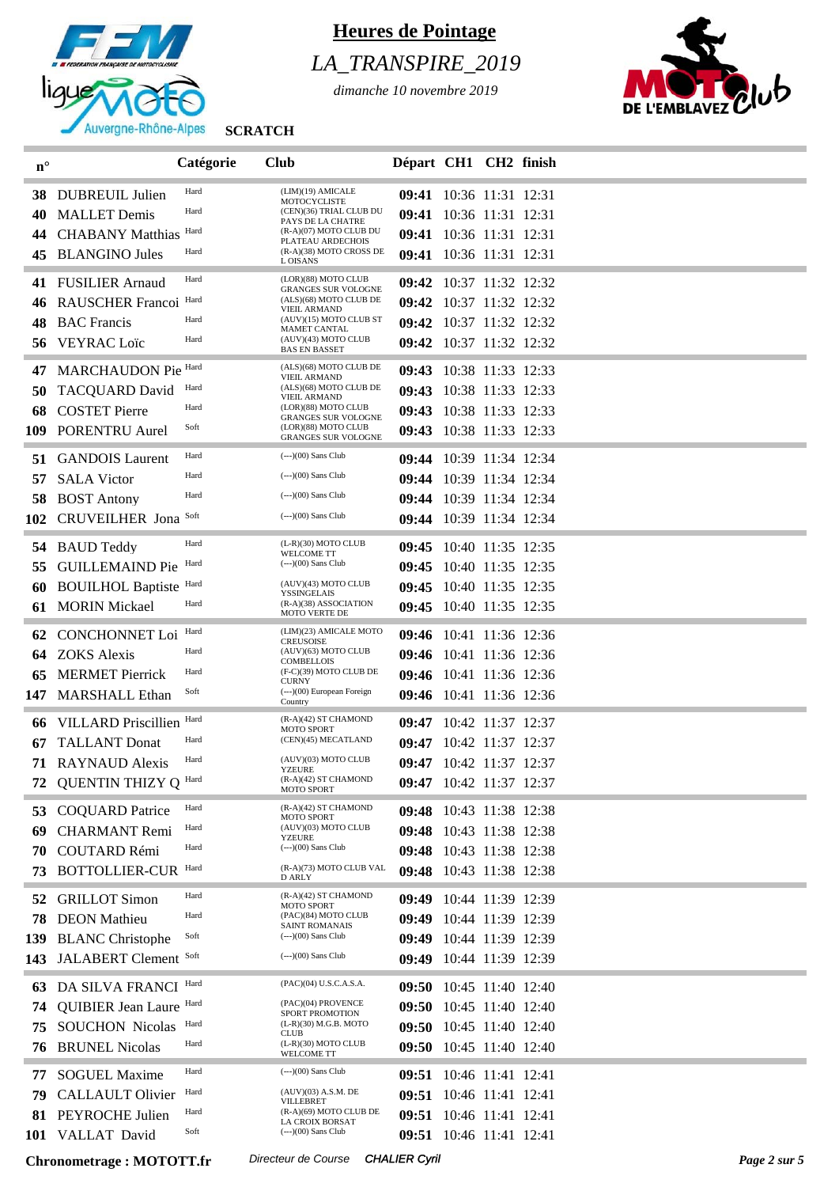# Heures de Pointage

## *LA_TRANSPIRE_2019*

*dimanche 10 novembre 2019*

**SCRATCH**

| n° | | Catégorie | Club | Départ | CH1 | CH2 | finish |
|---|---|---|---|---|---|---|---|
| 38 | DUBREUIL Julien | Hard | (LIM)(19) AMICALE MOTOCYCLISTE | 09:41 | 10:36 | 11:31 | 12:31 |
| 40 | MALLET Demis | Hard | (CEN)(36) TRIAL CLUB DU PAYS DE LA CHATRE | 09:41 | 10:36 | 11:31 | 12:31 |
| 44 | CHABANY Matthias | Hard | (R-A)(07) MOTO CLUB DU PLATEAU ARDECHOIS | 09:41 | 10:36 | 11:31 | 12:31 |
| 45 | BLANGINO Jules | Hard | (R-A)(38) MOTO CROSS DE L OISANS | 09:41 | 10:36 | 11:31 | 12:31 |
| 41 | FUSILIER Arnaud | Hard | (LOR)(88) MOTO CLUB GRANGES SUR VOLOGNE | 09:42 | 10:37 | 11:32 | 12:32 |
| 46 | RAUSCHER Francoi | Hard | (ALS)(68) MOTO CLUB DE VIEIL ARMAND | 09:42 | 10:37 | 11:32 | 12:32 |
| 48 | BAC Francis | Hard | (AUV)(15) MOTO CLUB ST MAMET CANTAL | 09:42 | 10:37 | 11:32 | 12:32 |
| 56 | VEYRAC Loïc | Hard | (AUV)(43) MOTO CLUB BAS EN BASSET | 09:42 | 10:37 | 11:32 | 12:32 |
| 47 | MARCHAUDON Pie | Hard | (ALS)(68) MOTO CLUB DE VIEIL ARMAND | 09:43 | 10:38 | 11:33 | 12:33 |
| 50 | TACQUARD David | Hard | (ALS)(68) MOTO CLUB DE VIEIL ARMAND | 09:43 | 10:38 | 11:33 | 12:33 |
| 68 | COSTET Pierre | Hard | (LOR)(88) MOTO CLUB GRANGES SUR VOLOGNE | 09:43 | 10:38 | 11:33 | 12:33 |
| 109 | PORENTRU Aurel | Soft | (LOR)(88) MOTO CLUB GRANGES SUR VOLOGNE | 09:43 | 10:38 | 11:33 | 12:33 |
| 51 | GANDOIS Laurent | Hard | (---)(00) Sans Club | 09:44 | 10:39 | 11:34 | 12:34 |
| 57 | SALA Victor | Hard | (---)(00) Sans Club | 09:44 | 10:39 | 11:34 | 12:34 |
| 58 | BOST Antony | Hard | (---)(00) Sans Club | 09:44 | 10:39 | 11:34 | 12:34 |
| 102 | CRUVEILHER Jona | Soft | (---)(00) Sans Club | 09:44 | 10:39 | 11:34 | 12:34 |
| 54 | BAUD Teddy | Hard | (L-R)(30) MOTO CLUB WELCOME TT | 09:45 | 10:40 | 11:35 | 12:35 |
| 55 | GUILLEMAIND Pie | Hard | (---)(00) Sans Club | 09:45 | 10:40 | 11:35 | 12:35 |
| 60 | BOUILHOL Baptiste | Hard | (AUV)(43) MOTO CLUB YSSINGELAIS | 09:45 | 10:40 | 11:35 | 12:35 |
| 61 | MORIN Mickael | Hard | (R-A)(38) ASSOCIATION MOTO VERTE DE | 09:45 | 10:40 | 11:35 | 12:35 |
| 62 | CONCHONNET Loi | Hard | (LIM)(23) AMICALE MOTO CREUSOISE | 09:46 | 10:41 | 11:36 | 12:36 |
| 64 | ZOKS Alexis | Hard | (AUV)(63) MOTO CLUB COMBELLOIS | 09:46 | 10:41 | 11:36 | 12:36 |
| 65 | MERMET Pierrick | Hard | (F-C)(39) MOTO CLUB DE CURNY | 09:46 | 10:41 | 11:36 | 12:36 |
| 147 | MARSHALL Ethan | Soft | (---)(00) European Foreign Country | 09:46 | 10:41 | 11:36 | 12:36 |
| 66 | VILLARD Priscillien | Hard | (R-A)(42) ST CHAMOND MOTO SPORT | 09:47 | 10:42 | 11:37 | 12:37 |
| 67 | TALLANT Donat | Hard | (CEN)(45) MECATLAND | 09:47 | 10:42 | 11:37 | 12:37 |
| 71 | RAYNAUD Alexis | Hard | (AUV)(03) MOTO CLUB YZEURE | 09:47 | 10:42 | 11:37 | 12:37 |
| 72 | QUENTIN THIZY Q | Hard | (R-A)(42) ST CHAMOND MOTO SPORT | 09:47 | 10:42 | 11:37 | 12:37 |
| 53 | COQUARD Patrice | Hard | (R-A)(42) ST CHAMOND MOTO SPORT | 09:48 | 10:43 | 11:38 | 12:38 |
| 69 | CHARMANT Remi | Hard | (AUV)(03) MOTO CLUB YZEURE | 09:48 | 10:43 | 11:38 | 12:38 |
| 70 | COUTARD Rémi | Hard | (---)(00) Sans Club | 09:48 | 10:43 | 11:38 | 12:38 |
| 73 | BOTTOLLIER-CUR | Hard | (R-A)(73) MOTO CLUB VAL D ARLY | 09:48 | 10:43 | 11:38 | 12:38 |
| 52 | GRILLOT Simon | Hard | (R-A)(42) ST CHAMOND MOTO SPORT | 09:49 | 10:44 | 11:39 | 12:39 |
| 78 | DEON Mathieu | Hard | (PAC)(84) MOTO CLUB SAINT ROMANAIS | 09:49 | 10:44 | 11:39 | 12:39 |
| 139 | BLANC Christophe | Soft | (---)(00) Sans Club | 09:49 | 10:44 | 11:39 | 12:39 |
| 143 | JALABERT Clement | Soft | (---)(00) Sans Club | 09:49 | 10:44 | 11:39 | 12:39 |
| 63 | DA SILVA FRANCI | Hard | (PAC)(04) U.S.C.A.S.A. | 09:50 | 10:45 | 11:40 | 12:40 |
| 74 | QUIBIER Jean Laure | Hard | (PAC)(04) PROVENCE SPORT PROMOTION | 09:50 | 10:45 | 11:40 | 12:40 |
| 75 | SOUCHON Nicolas | Hard | (L-R)(30) M.G.B. MOTO CLUB | 09:50 | 10:45 | 11:40 | 12:40 |
| 76 | BRUNEL Nicolas | Hard | (L-R)(30) MOTO CLUB WELCOME TT | 09:50 | 10:45 | 11:40 | 12:40 |
| 77 | SOGUEL Maxime | Hard | (---)(00) Sans Club | 09:51 | 10:46 | 11:41 | 12:41 |
| 79 | CALLAULT Olivier | Hard | (AUV)(03) A.S.M. DE VILLEBRET | 09:51 | 10:46 | 11:41 | 12:41 |
| 81 | PEYROCHE Julien | Hard | (R-A)(69) MOTO CLUB DE LA CROIX BORSAT | 09:51 | 10:46 | 11:41 | 12:41 |
| 101 | VALLAT David | Soft | (---)(00) Sans Club | 09:51 | 10:46 | 11:41 | 12:41 |

**Chronometrage : MOTOTT.fr** *Directeur de Course* ***CHALIER Cyril***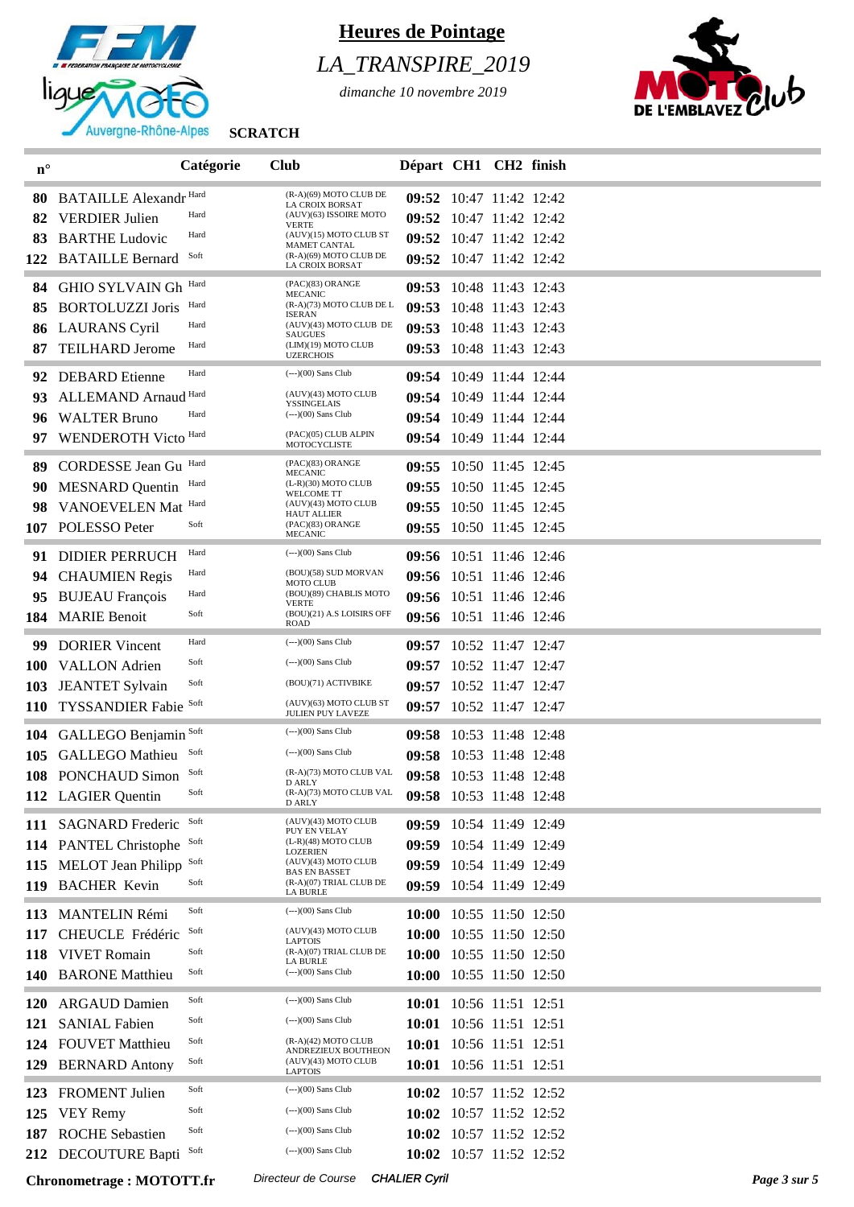# Heures de Pointage

## *LA_TRANSPIRE_2019*

*dimanche 10 novembre 2019*

**SCRATCH**

| n° | | Catégorie | Club | Départ | CH1 | CH2 | finish |
|---|---|---|---|---|---|---|---|
| **80** | BATAILLE Alexandr | Hard | (R-A)(69) MOTO CLUB DE LA CROIX BORSAT | **09:52** | 10:47 | 11:42 | 12:42 |
| **82** | VERDIER Julien | Hard | (AUV)(63) ISSOIRE MOTO VERTE | **09:52** | 10:47 | 11:42 | 12:42 |
| **83** | BARTHE Ludovic | Hard | (AUV)(15) MOTO CLUB ST MAMET CANTAL | **09:52** | 10:47 | 11:42 | 12:42 |
| **122** | BATAILLE Bernard | Soft | (R-A)(69) MOTO CLUB DE LA CROIX BORSAT | **09:52** | 10:47 | 11:42 | 12:42 |
| **84** | GHIO SYLVAIN Gh | Hard | (PAC)(83) ORANGE MECANIC | **09:53** | 10:48 | 11:43 | 12:43 |
| **85** | BORTOLUZZI Joris | Hard | (R-A)(73) MOTO CLUB DE L ISERAN | **09:53** | 10:48 | 11:43 | 12:43 |
| **86** | LAURANS Cyril | Hard | (AUV)(43) MOTO CLUB DE SAUGUES | **09:53** | 10:48 | 11:43 | 12:43 |
| **87** | TEILHARD Jerome | Hard | (LIM)(19) MOTO CLUB UZERCHOIS | **09:53** | 10:48 | 11:43 | 12:43 |
| **92** | DEBARD Etienne | Hard | (---)(00) Sans Club | **09:54** | 10:49 | 11:44 | 12:44 |
| **93** | ALLEMAND Arnaud | Hard | (AUV)(43) MOTO CLUB YSSINGELAIS | **09:54** | 10:49 | 11:44 | 12:44 |
| **96** | WALTER Bruno | Hard | (---)(00) Sans Club | **09:54** | 10:49 | 11:44 | 12:44 |
| **97** | WENDEROTH Victo | Hard | (PAC)(05) CLUB ALPIN MOTOCYCLISTE | **09:54** | 10:49 | 11:44 | 12:44 |
| **89** | CORDESSE Jean Gu | Hard | (PAC)(83) ORANGE MECANIC | **09:55** | 10:50 | 11:45 | 12:45 |
| **90** | MESNARD Quentin | Hard | (L-R)(30) MOTO CLUB WELCOME TT | **09:55** | 10:50 | 11:45 | 12:45 |
| **98** | VANOEVELEN Mat | Hard | (AUV)(43) MOTO CLUB HAUT ALLIER | **09:55** | 10:50 | 11:45 | 12:45 |
| **107** | POLESSO Peter | Soft | (PAC)(83) ORANGE MECANIC | **09:55** | 10:50 | 11:45 | 12:45 |
| **91** | DIDIER PERRUCH | Hard | (---)(00) Sans Club | **09:56** | 10:51 | 11:46 | 12:46 |
| **94** | CHAUMIEN Regis | Hard | (BOU)(58) SUD MORVAN MOTO CLUB | **09:56** | 10:51 | 11:46 | 12:46 |
| **95** | BUJEAU François | Hard | (BOU)(89) CHABLIS MOTO VERTE | **09:56** | 10:51 | 11:46 | 12:46 |
| **184** | MARIE Benoit | Soft | (BOU)(21) A.S LOISIRS OFF ROAD | **09:56** | 10:51 | 11:46 | 12:46 |
| **99** | DORIER Vincent | Hard | (---)(00) Sans Club | **09:57** | 10:52 | 11:47 | 12:47 |
| **100** | VALLON Adrien | Soft | (---)(00) Sans Club | **09:57** | 10:52 | 11:47 | 12:47 |
| **103** | JEANTET Sylvain | Soft | (BOU)(71) ACTIVBIKE | **09:57** | 10:52 | 11:47 | 12:47 |
| **110** | TYSSANDIER Fabie | Soft | (AUV)(63) MOTO CLUB ST JULIEN PUY LAVEZE | **09:57** | 10:52 | 11:47 | 12:47 |
| **104** | GALLEGO Benjamin | Soft | (---)(00) Sans Club | **09:58** | 10:53 | 11:48 | 12:48 |
| **105** | GALLEGO Mathieu | Soft | (---)(00) Sans Club | **09:58** | 10:53 | 11:48 | 12:48 |
| **108** | PONCHAUD Simon | Soft | (R-A)(73) MOTO CLUB VAL D ARLY | **09:58** | 10:53 | 11:48 | 12:48 |
| **112** | LAGIER Quentin | Soft | (R-A)(73) MOTO CLUB VAL D ARLY | **09:58** | 10:53 | 11:48 | 12:48 |
| **111** | SAGNARD Frederic | Soft | (AUV)(43) MOTO CLUB PUY EN VELAY | **09:59** | 10:54 | 11:49 | 12:49 |
| **114** | PANTEL Christophe | Soft | (L-R)(48) MOTO CLUB LOZERIEN | **09:59** | 10:54 | 11:49 | 12:49 |
| **115** | MELOT Jean Philipp | Soft | (AUV)(43) MOTO CLUB BAS EN BASSET | **09:59** | 10:54 | 11:49 | 12:49 |
| **119** | BACHER Kevin | Soft | (R-A)(07) TRIAL CLUB DE LA BURLE | **09:59** | 10:54 | 11:49 | 12:49 |
| **113** | MANTELIN Rémi | Soft | (---)(00) Sans Club | **10:00** | 10:55 | 11:50 | 12:50 |
| **117** | CHEUCLE Frédéric | Soft | (AUV)(43) MOTO CLUB LAPTOIS | **10:00** | 10:55 | 11:50 | 12:50 |
| **118** | VIVET Romain | Soft | (R-A)(07) TRIAL CLUB DE LA BURLE | **10:00** | 10:55 | 11:50 | 12:50 |
| **140** | BARONE Matthieu | Soft | (---)(00) Sans Club | **10:00** | 10:55 | 11:50 | 12:50 |
| **120** | ARGAUD Damien | Soft | (---)(00) Sans Club | **10:01** | 10:56 | 11:51 | 12:51 |
| **121** | SANIAL Fabien | Soft | (---)(00) Sans Club | **10:01** | 10:56 | 11:51 | 12:51 |
| **124** | FOUVET Matthieu | Soft | (R-A)(42) MOTO CLUB ANDREZIEUX BOUTHEON | **10:01** | 10:56 | 11:51 | 12:51 |
| **129** | BERNARD Antony | Soft | (AUV)(43) MOTO CLUB LAPTOIS | **10:01** | 10:56 | 11:51 | 12:51 |
| **123** | FROMENT Julien | Soft | (---)(00) Sans Club | **10:02** | 10:57 | 11:52 | 12:52 |
| **125** | VEY Remy | Soft | (---)(00) Sans Club | **10:02** | 10:57 | 11:52 | 12:52 |
| **187** | ROCHE Sebastien | Soft | (---)(00) Sans Club | **10:02** | 10:57 | 11:52 | 12:52 |
| **212** | DECOUTURE Bapti | Soft | (---)(00) Sans Club | **10:02** | 10:57 | 11:52 | 12:52 |

**Chronometrage : MOTOTT.fr** *Directeur de Course* ***CHALIER Cyril***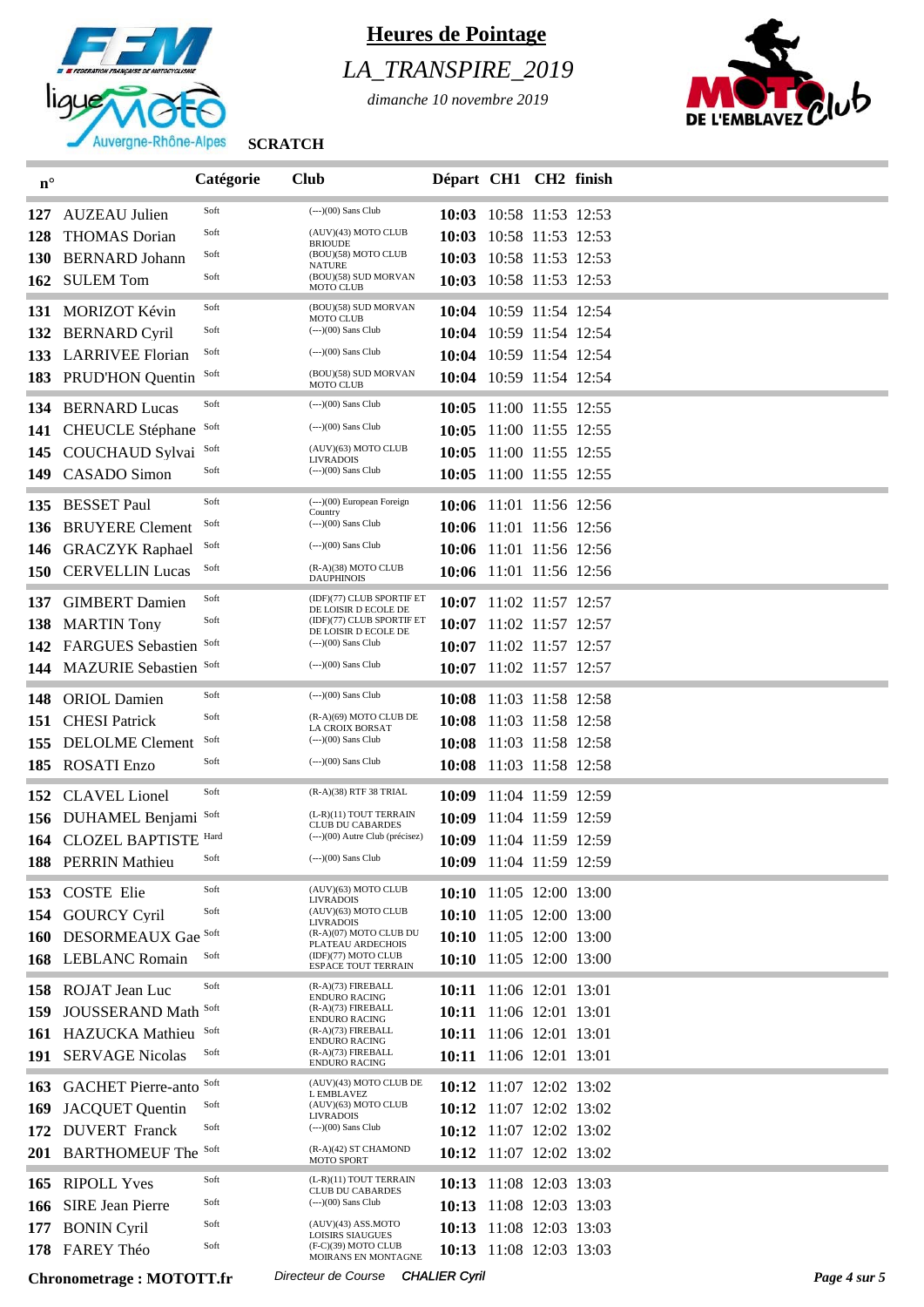# Heures de Pointage

## *LA_TRANSPIRE_2019*

*dimanche 10 novembre 2019*

**SCRATCH**

| n° | | Catégorie | Club | Départ | CH1 | CH2 | finish |
|---|---|---|---|---|---|---|---|
| **127** | AUZEAU Julien | Soft | (---)(00) Sans Club | **10:03** | 10:58 | 11:53 | 12:53 |
| **128** | THOMAS Dorian | Soft | (AUV)(43) MOTO CLUB BRIOUDE | **10:03** | 10:58 | 11:53 | 12:53 |
| **130** | BERNARD Johann | Soft | (BOU)(58) MOTO CLUB NATURE | **10:03** | 10:58 | 11:53 | 12:53 |
| **162** | SULEM Tom | Soft | (BOU)(58) SUD MORVAN MOTO CLUB | **10:03** | 10:58 | 11:53 | 12:53 |
| **131** | MORIZOT Kévin | Soft | (BOU)(58) SUD MORVAN MOTO CLUB | **10:04** | 10:59 | 11:54 | 12:54 |
| **132** | BERNARD Cyril | Soft | (---)(00) Sans Club | **10:04** | 10:59 | 11:54 | 12:54 |
| **133** | LARRIVEE Florian | Soft | (---)(00) Sans Club | **10:04** | 10:59 | 11:54 | 12:54 |
| **183** | PRUD'HON Quentin | Soft | (BOU)(58) SUD MORVAN MOTO CLUB | **10:04** | 10:59 | 11:54 | 12:54 |
| **134** | BERNARD Lucas | Soft | (---)(00) Sans Club | **10:05** | 11:00 | 11:55 | 12:55 |
| **141** | CHEUCLE Stéphane | Soft | (---)(00) Sans Club | **10:05** | 11:00 | 11:55 | 12:55 |
| **145** | COUCHAUD Sylvai | Soft | (AUV)(63) MOTO CLUB LIVRADOIS | **10:05** | 11:00 | 11:55 | 12:55 |
| **149** | CASADO Simon | Soft | (---)(00) Sans Club | **10:05** | 11:00 | 11:55 | 12:55 |
| **135** | BESSET Paul | Soft | (---)(00) European Foreign Country | **10:06** | 11:01 | 11:56 | 12:56 |
| **136** | BRUYERE Clement | Soft | (---)(00) Sans Club | **10:06** | 11:01 | 11:56 | 12:56 |
| **146** | GRACZYK Raphael | Soft | (---)(00) Sans Club | **10:06** | 11:01 | 11:56 | 12:56 |
| **150** | CERVELLIN Lucas | Soft | (R-A)(38) MOTO CLUB DAUPHINOIS | **10:06** | 11:01 | 11:56 | 12:56 |
| **137** | GIMBERT Damien | Soft | (IDF)(77) CLUB SPORTIF ET DE LOISIR D ECOLE DE | **10:07** | 11:02 | 11:57 | 12:57 |
| **138** | MARTIN Tony | Soft | (IDF)(77) CLUB SPORTIF ET DE LOISIR D ECOLE DE | **10:07** | 11:02 | 11:57 | 12:57 |
| **142** | FARGUES Sebastien | Soft | (---)(00) Sans Club | **10:07** | 11:02 | 11:57 | 12:57 |
| **144** | MAZURIE Sebastien | Soft | (---)(00) Sans Club | **10:07** | 11:02 | 11:57 | 12:57 |
| **148** | ORIOL Damien | Soft | (---)(00) Sans Club | **10:08** | 11:03 | 11:58 | 12:58 |
| **151** | CHESI Patrick | Soft | (R-A)(69) MOTO CLUB DE LA CROIX BORSAT | **10:08** | 11:03 | 11:58 | 12:58 |
| **155** | DELOLME Clement | Soft | (---)(00) Sans Club | **10:08** | 11:03 | 11:58 | 12:58 |
| **185** | ROSATI Enzo | Soft | (---)(00) Sans Club | **10:08** | 11:03 | 11:58 | 12:58 |
| **152** | CLAVEL Lionel | Soft | (R-A)(38) RTF 38 TRIAL | **10:09** | 11:04 | 11:59 | 12:59 |
| **156** | DUHAMEL Benjami | Soft | (L-R)(11) TOUT TERRAIN CLUB DU CABARDES | **10:09** | 11:04 | 11:59 | 12:59 |
| **164** | CLOZEL BAPTISTE | Hard | (---)(00) Autre Club (précisez) | **10:09** | 11:04 | 11:59 | 12:59 |
| **188** | PERRIN Mathieu | Soft | (---)(00) Sans Club | **10:09** | 11:04 | 11:59 | 12:59 |
| **153** | COSTE Elie | Soft | (AUV)(63) MOTO CLUB LIVRADOIS | **10:10** | 11:05 | 12:00 | 13:00 |
| **154** | GOURCY Cyril | Soft | (AUV)(63) MOTO CLUB LIVRADOIS | **10:10** | 11:05 | 12:00 | 13:00 |
| **160** | DESORMEAUX Gae | Soft | (R-A)(07) MOTO CLUB DU PLATEAU ARDECHOIS | **10:10** | 11:05 | 12:00 | 13:00 |
| **168** | LEBLANC Romain | Soft | (IDF)(77) MOTO CLUB ESPACE TOUT TERRAIN | **10:10** | 11:05 | 12:00 | 13:00 |
| **158** | ROJAT Jean Luc | Soft | (R-A)(73) FIREBALL ENDURO RACING | **10:11** | 11:06 | 12:01 | 13:01 |
| **159** | JOUSSERAND Math | Soft | (R-A)(73) FIREBALL ENDURO RACING | **10:11** | 11:06 | 12:01 | 13:01 |
| **161** | HAZUCKA Mathieu | Soft | (R-A)(73) FIREBALL ENDURO RACING | **10:11** | 11:06 | 12:01 | 13:01 |
| **191** | SERVAGE Nicolas | Soft | (R-A)(73) FIREBALL ENDURO RACING | **10:11** | 11:06 | 12:01 | 13:01 |
| **163** | GACHET Pierre-anto | Soft | (AUV)(43) MOTO CLUB DE L EMBLAVEZ | **10:12** | 11:07 | 12:02 | 13:02 |
| **169** | JACQUET Quentin | Soft | (AUV)(63) MOTO CLUB LIVRADOIS | **10:12** | 11:07 | 12:02 | 13:02 |
| **172** | DUVERT Franck | Soft | (---)(00) Sans Club | **10:12** | 11:07 | 12:02 | 13:02 |
| **201** | BARTHOMEUF The | Soft | (R-A)(42) ST CHAMOND MOTO SPORT | **10:12** | 11:07 | 12:02 | 13:02 |
| **165** | RIPOLL Yves | Soft | (L-R)(11) TOUT TERRAIN CLUB DU CABARDES | **10:13** | 11:08 | 12:03 | 13:03 |
| **166** | SIRE Jean Pierre | Soft | (---)(00) Sans Club | **10:13** | 11:08 | 12:03 | 13:03 |
| **177** | BONIN Cyril | Soft | (AUV)(43) ASS.MOTO LOISIRS SIAUGUES | **10:13** | 11:08 | 12:03 | 13:03 |
| **178** | FAREY Théo | Soft | (F-C)(39) MOTO CLUB MOIRANS EN MONTAGNE | **10:13** | 11:08 | 12:03 | 13:03 |

**Chronometrage : MOTOTT.fr** *Directeur de Course* ***CHALIER Cyril***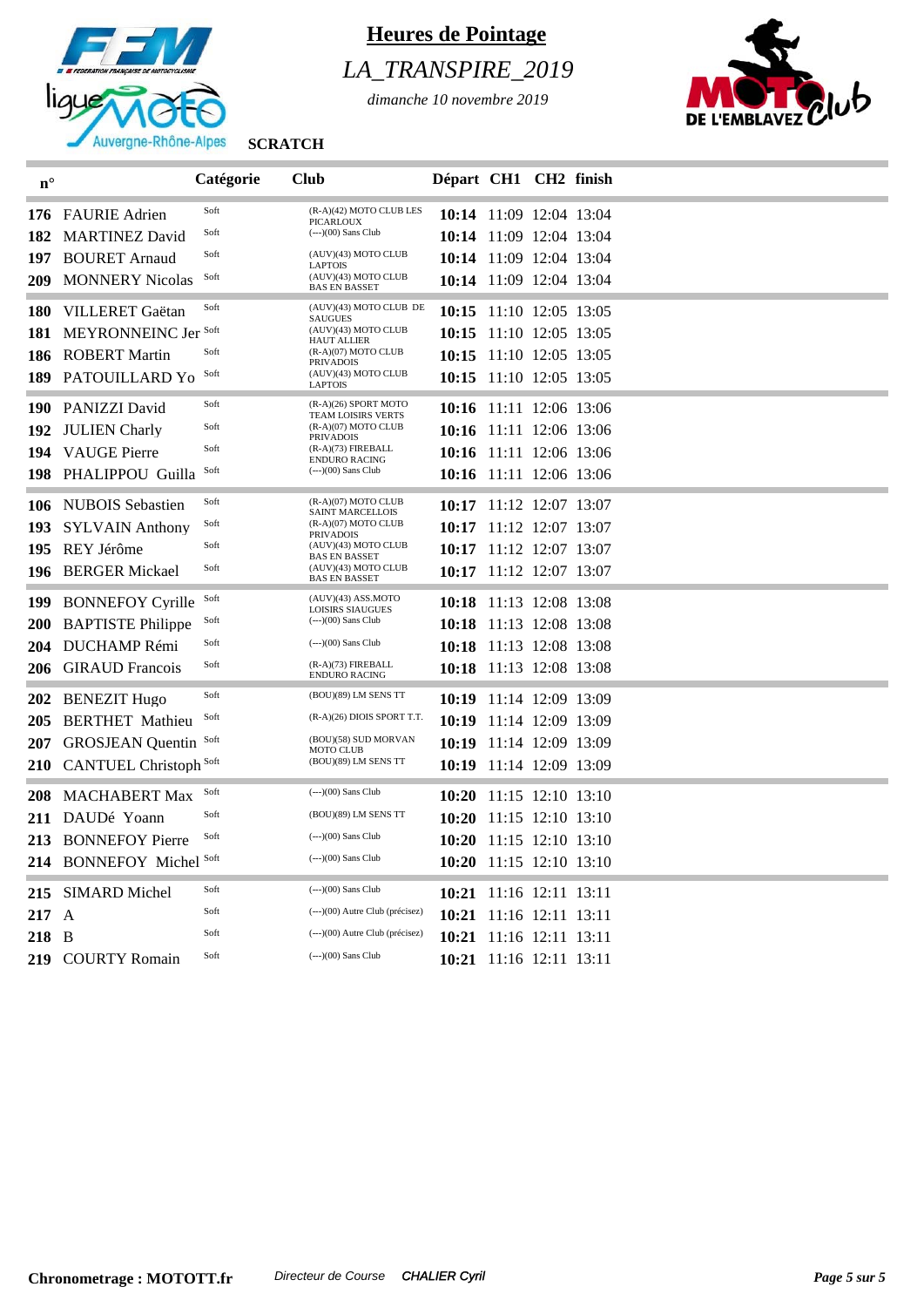# Heures de Pointage

*LA_TRANSPIRE_2019*

*dimanche 10 novembre 2019*

**SCRATCH**

| n° | | Catégorie | Club | Départ | CH1 | CH2 | finish |
|---|---|---|---|---|---|---|---|
| **176** | FAURIE Adrien | Soft | (R-A)(42) MOTO CLUB LES PICARLOUX | **10:14** | 11:09 | 12:04 | 13:04 |
| **182** | MARTINEZ David | Soft | (---)(00) Sans Club | **10:14** | 11:09 | 12:04 | 13:04 |
| **197** | BOURET Arnaud | Soft | (AUV)(43) MOTO CLUB LAPTOIS | **10:14** | 11:09 | 12:04 | 13:04 |
| **209** | MONNERY Nicolas | Soft | (AUV)(43) MOTO CLUB BAS EN BASSET | **10:14** | 11:09 | 12:04 | 13:04 |
| **180** | VILLERET Gaëtan | Soft | (AUV)(43) MOTO CLUB DE SAUGUES | **10:15** | 11:10 | 12:05 | 13:05 |
| **181** | MEYRONNEINC Jer | Soft | (AUV)(43) MOTO CLUB HAUT ALLIER | **10:15** | 11:10 | 12:05 | 13:05 |
| **186** | ROBERT Martin | Soft | (R-A)(07) MOTO CLUB PRIVADOIS | **10:15** | 11:10 | 12:05 | 13:05 |
| **189** | PATOUILLARD Yo | Soft | (AUV)(43) MOTO CLUB LAPTOIS | **10:15** | 11:10 | 12:05 | 13:05 |
| **190** | PANIZZI David | Soft | (R-A)(26) SPORT MOTO TEAM LOISIRS VERTS | **10:16** | 11:11 | 12:06 | 13:06 |
| **192** | JULIEN Charly | Soft | (R-A)(07) MOTO CLUB PRIVADOIS | **10:16** | 11:11 | 12:06 | 13:06 |
| **194** | VAUGE Pierre | Soft | (R-A)(73) FIREBALL ENDURO RACING | **10:16** | 11:11 | 12:06 | 13:06 |
| **198** | PHALIPPOU Guilla | Soft | (---)(00) Sans Club | **10:16** | 11:11 | 12:06 | 13:06 |
| **106** | NUBOIS Sebastien | Soft | (R-A)(07) MOTO CLUB SAINT MARCELLOIS | **10:17** | 11:12 | 12:07 | 13:07 |
| **193** | SYLVAIN Anthony | Soft | (R-A)(07) MOTO CLUB PRIVADOIS | **10:17** | 11:12 | 12:07 | 13:07 |
| **195** | REY Jérôme | Soft | (AUV)(43) MOTO CLUB BAS EN BASSET | **10:17** | 11:12 | 12:07 | 13:07 |
| **196** | BERGER Mickael | Soft | (AUV)(43) MOTO CLUB BAS EN BASSET | **10:17** | 11:12 | 12:07 | 13:07 |
| **199** | BONNEFOY Cyrille | Soft | (AUV)(43) ASS.MOTO LOISIRS SIAUGUES | **10:18** | 11:13 | 12:08 | 13:08 |
| **200** | BAPTISTE Philippe | Soft | (---)(00) Sans Club | **10:18** | 11:13 | 12:08 | 13:08 |
| **204** | DUCHAMP Rémi | Soft | (---)(00) Sans Club | **10:18** | 11:13 | 12:08 | 13:08 |
| **206** | GIRAUD Francois | Soft | (R-A)(73) FIREBALL ENDURO RACING | **10:18** | 11:13 | 12:08 | 13:08 |
| **202** | BENEZIT Hugo | Soft | (BOU)(89) LM SENS TT | **10:19** | 11:14 | 12:09 | 13:09 |
| **205** | BERTHET Mathieu | Soft | (R-A)(26) DIOIS SPORT T.T. | **10:19** | 11:14 | 12:09 | 13:09 |
| **207** | GROSJEAN Quentin | Soft | (BOU)(58) SUD MORVAN MOTO CLUB | **10:19** | 11:14 | 12:09 | 13:09 |
| **210** | CANTUEL Christoph | Soft | (BOU)(89) LM SENS TT | **10:19** | 11:14 | 12:09 | 13:09 |
| **208** | MACHABERT Max | Soft | (---)(00) Sans Club | **10:20** | 11:15 | 12:10 | 13:10 |
| **211** | DAUDé Yoann | Soft | (BOU)(89) LM SENS TT | **10:20** | 11:15 | 12:10 | 13:10 |
| **213** | BONNEFOY Pierre | Soft | (---)(00) Sans Club | **10:20** | 11:15 | 12:10 | 13:10 |
| **214** | BONNEFOY Michel | Soft | (---)(00) Sans Club | **10:20** | 11:15 | 12:10 | 13:10 |
| **215** | SIMARD Michel | Soft | (---)(00) Sans Club | **10:21** | 11:16 | 12:11 | 13:11 |
| **217** | A | Soft | (---)(00) Autre Club (précisez) | **10:21** | 11:16 | 12:11 | 13:11 |
| **218** | B | Soft | (---)(00) Autre Club (précisez) | **10:21** | 11:16 | 12:11 | 13:11 |
| **219** | COURTY Romain | Soft | (---)(00) Sans Club | **10:21** | 11:16 | 12:11 | 13:11 |

**Chronometrage : MOTOTT.fr** *Directeur de Course* *CHALIER Cyril*